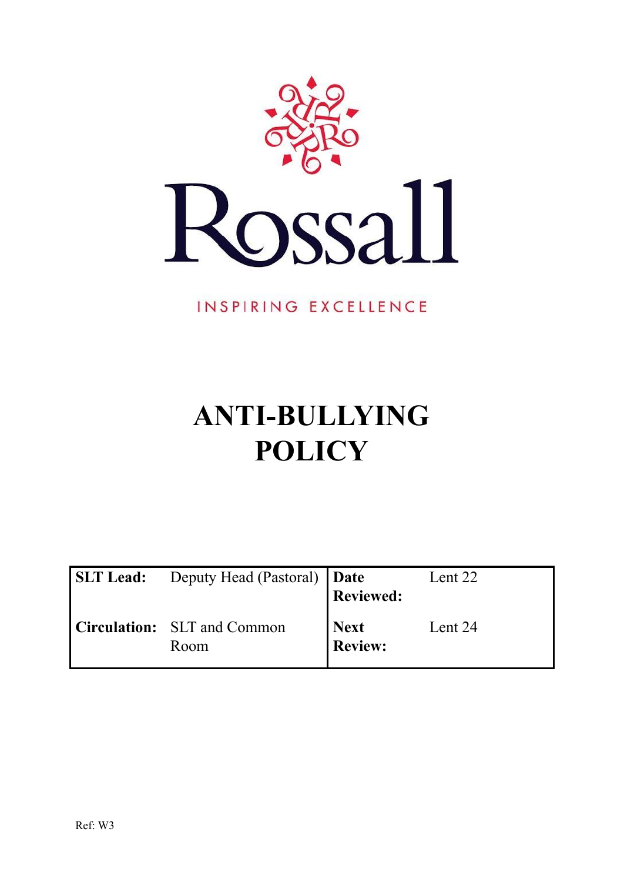Rossall

INSPIRING EXCELLENCE

# ANTI-BULLYING POLICY

| **SLT Lead:** | Deputy Head (Pastoral) | **Date Reviewed:** | Lent 22 |
|---|---|---|---|
| **Circulation:** | SLT and Common Room | **Next Review:** | Lent 24 |

Ref: W3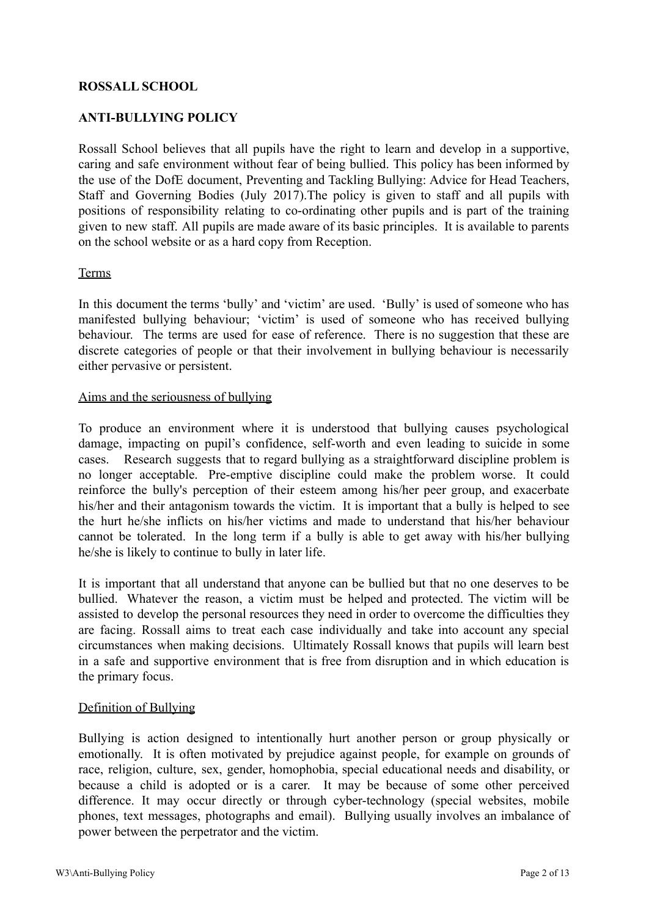**ROSSALL SCHOOL**

**ANTI-BULLYING POLICY**

Rossall School believes that all pupils have the right to learn and develop in a supportive, caring and safe environment without fear of being bullied. This policy has been informed by the use of the DofE document, Preventing and Tackling Bullying: Advice for Head Teachers, Staff and Governing Bodies (July 2017).The policy is given to staff and all pupils with positions of responsibility relating to co-ordinating other pupils and is part of the training given to new staff. All pupils are made aware of its basic principles. It is available to parents on the school website or as a hard copy from Reception.

<u>Terms</u>

In this document the terms 'bully' and 'victim' are used. 'Bully' is used of someone who has manifested bullying behaviour; 'victim' is used of someone who has received bullying behaviour. The terms are used for ease of reference. There is no suggestion that these are discrete categories of people or that their involvement in bullying behaviour is necessarily either pervasive or persistent.

<u>Aims and the seriousness of bullying</u>

To produce an environment where it is understood that bullying causes psychological damage, impacting on pupil's confidence, self-worth and even leading to suicide in some cases. Research suggests that to regard bullying as a straightforward discipline problem is no longer acceptable. Pre-emptive discipline could make the problem worse. It could reinforce the bully's perception of their esteem among his/her peer group, and exacerbate his/her and their antagonism towards the victim. It is important that a bully is helped to see the hurt he/she inflicts on his/her victims and made to understand that his/her behaviour cannot be tolerated. In the long term if a bully is able to get away with his/her bullying he/she is likely to continue to bully in later life.

It is important that all understand that anyone can be bullied but that no one deserves to be bullied. Whatever the reason, a victim must be helped and protected. The victim will be assisted to develop the personal resources they need in order to overcome the difficulties they are facing. Rossall aims to treat each case individually and take into account any special circumstances when making decisions. Ultimately Rossall knows that pupils will learn best in a safe and supportive environment that is free from disruption and in which education is the primary focus.

<u>Definition of Bullying</u>

Bullying is action designed to intentionally hurt another person or group physically or emotionally. It is often motivated by prejudice against people, for example on grounds of race, religion, culture, sex, gender, homophobia, special educational needs and disability, or because a child is adopted or is a carer. It may be because of some other perceived difference. It may occur directly or through cyber-technology (special websites, mobile phones, text messages, photographs and email). Bullying usually involves an imbalance of power between the perpetrator and the victim.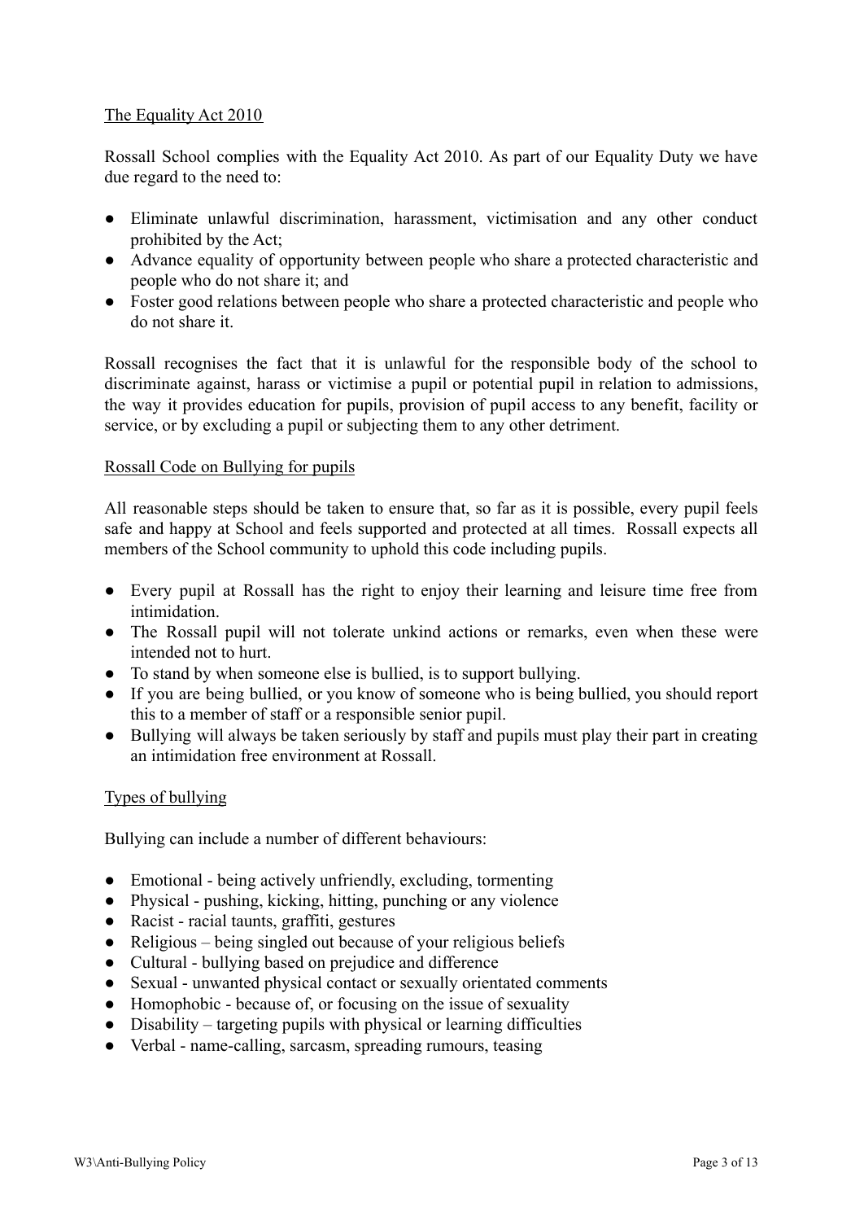## The Equality Act 2010

Rossall School complies with the Equality Act 2010. As part of our Equality Duty we have due regard to the need to:

- Eliminate unlawful discrimination, harassment, victimisation and any other conduct prohibited by the Act;
- Advance equality of opportunity between people who share a protected characteristic and people who do not share it; and
- Foster good relations between people who share a protected characteristic and people who do not share it.

Rossall recognises the fact that it is unlawful for the responsible body of the school to discriminate against, harass or victimise a pupil or potential pupil in relation to admissions, the way it provides education for pupils, provision of pupil access to any benefit, facility or service, or by excluding a pupil or subjecting them to any other detriment.

## Rossall Code on Bullying for pupils

All reasonable steps should be taken to ensure that, so far as it is possible, every pupil feels safe and happy at School and feels supported and protected at all times. Rossall expects all members of the School community to uphold this code including pupils.

- Every pupil at Rossall has the right to enjoy their learning and leisure time free from intimidation.
- The Rossall pupil will not tolerate unkind actions or remarks, even when these were intended not to hurt.
- To stand by when someone else is bullied, is to support bullying.
- If you are being bullied, or you know of someone who is being bullied, you should report this to a member of staff or a responsible senior pupil.
- Bullying will always be taken seriously by staff and pupils must play their part in creating an intimidation free environment at Rossall.

## Types of bullying

Bullying can include a number of different behaviours:

- Emotional - being actively unfriendly, excluding, tormenting
- Physical - pushing, kicking, hitting, punching or any violence
- Racist - racial taunts, graffiti, gestures
- Religious – being singled out because of your religious beliefs
- Cultural - bullying based on prejudice and difference
- Sexual - unwanted physical contact or sexually orientated comments
- Homophobic - because of, or focusing on the issue of sexuality
- Disability – targeting pupils with physical or learning difficulties
- Verbal - name-calling, sarcasm, spreading rumours, teasing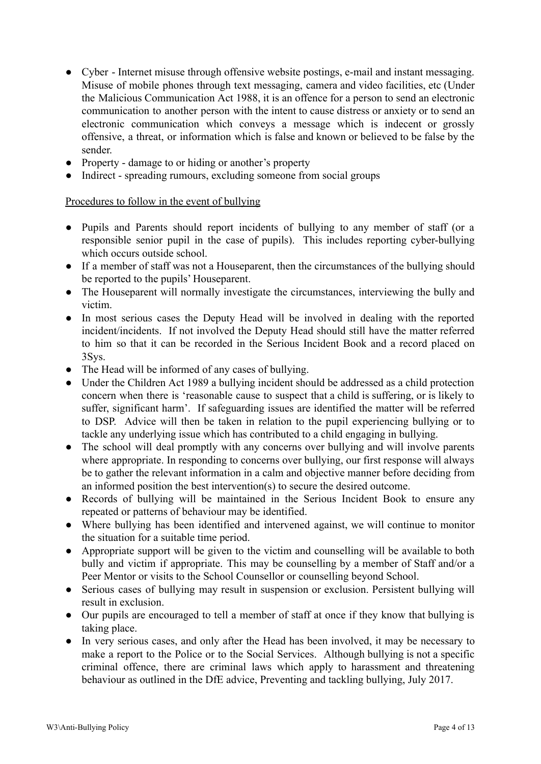- Cyber - Internet misuse through offensive website postings, e-mail and instant messaging. Misuse of mobile phones through text messaging, camera and video facilities, etc (Under the Malicious Communication Act 1988, it is an offence for a person to send an electronic communication to another person with the intent to cause distress or anxiety or to send an electronic communication which conveys a message which is indecent or grossly offensive, a threat, or information which is false and known or believed to be false by the sender.
- Property - damage to or hiding or another's property
- Indirect - spreading rumours, excluding someone from social groups

<u>Procedures to follow in the event of bullying</u>

- Pupils and Parents should report incidents of bullying to any member of staff (or a responsible senior pupil in the case of pupils). This includes reporting cyber-bullying which occurs outside school.
- If a member of staff was not a Houseparent, then the circumstances of the bullying should be reported to the pupils' Houseparent.
- The Houseparent will normally investigate the circumstances, interviewing the bully and victim.
- In most serious cases the Deputy Head will be involved in dealing with the reported incident/incidents. If not involved the Deputy Head should still have the matter referred to him so that it can be recorded in the Serious Incident Book and a record placed on 3Sys.
- The Head will be informed of any cases of bullying.
- Under the Children Act 1989 a bullying incident should be addressed as a child protection concern when there is 'reasonable cause to suspect that a child is suffering, or is likely to suffer, significant harm'. If safeguarding issues are identified the matter will be referred to DSP. Advice will then be taken in relation to the pupil experiencing bullying or to tackle any underlying issue which has contributed to a child engaging in bullying.
- The school will deal promptly with any concerns over bullying and will involve parents where appropriate. In responding to concerns over bullying, our first response will always be to gather the relevant information in a calm and objective manner before deciding from an informed position the best intervention(s) to secure the desired outcome.
- Records of bullying will be maintained in the Serious Incident Book to ensure any repeated or patterns of behaviour may be identified.
- Where bullying has been identified and intervened against, we will continue to monitor the situation for a suitable time period.
- Appropriate support will be given to the victim and counselling will be available to both bully and victim if appropriate. This may be counselling by a member of Staff and/or a Peer Mentor or visits to the School Counsellor or counselling beyond School.
- Serious cases of bullying may result in suspension or exclusion. Persistent bullying will result in exclusion.
- Our pupils are encouraged to tell a member of staff at once if they know that bullying is taking place.
- In very serious cases, and only after the Head has been involved, it may be necessary to make a report to the Police or to the Social Services. Although bullying is not a specific criminal offence, there are criminal laws which apply to harassment and threatening behaviour as outlined in the DfE advice, Preventing and tackling bullying, July 2017.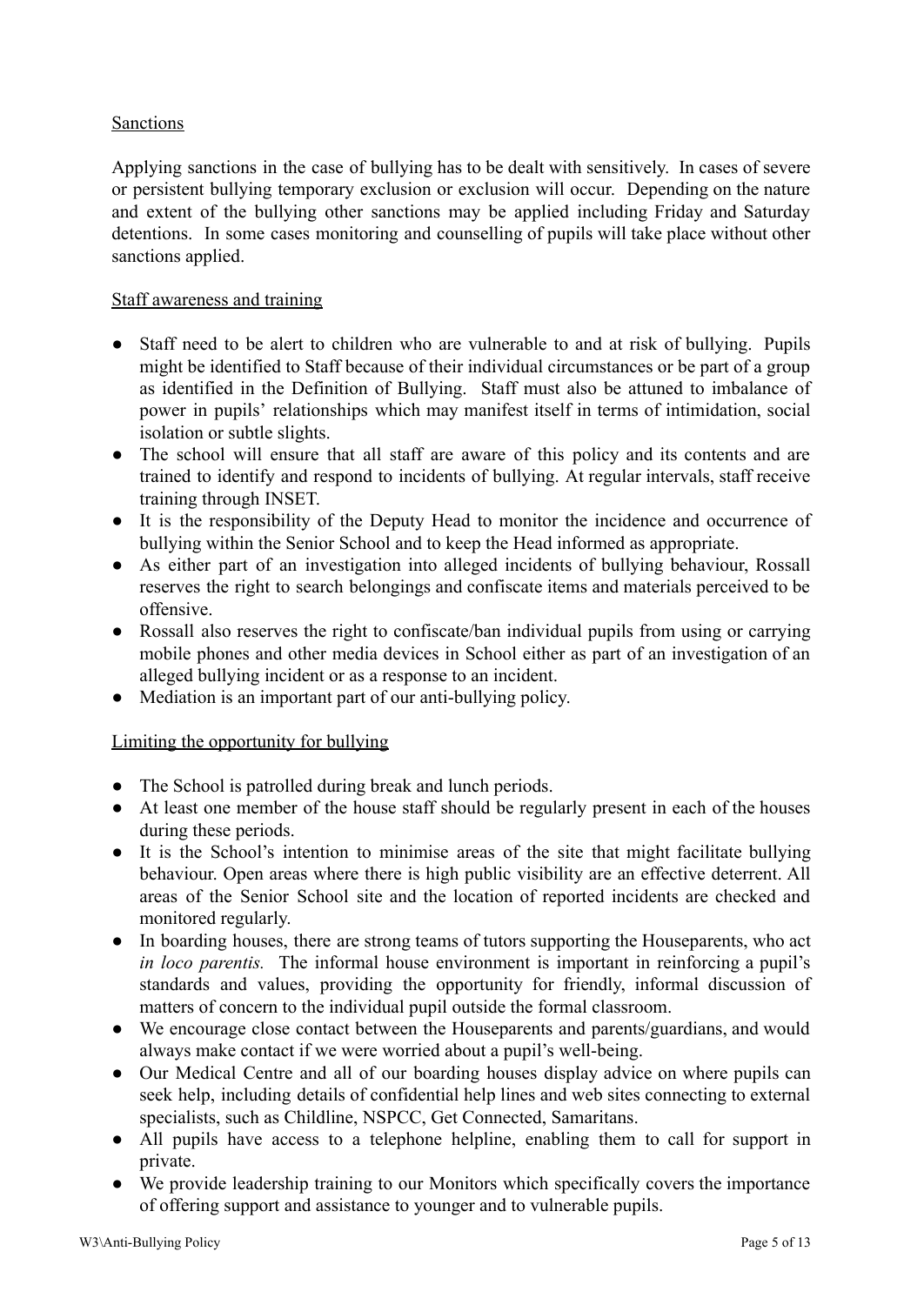## Sanctions

Applying sanctions in the case of bullying has to be dealt with sensitively. In cases of severe or persistent bullying temporary exclusion or exclusion will occur. Depending on the nature and extent of the bullying other sanctions may be applied including Friday and Saturday detentions. In some cases monitoring and counselling of pupils will take place without other sanctions applied.

## Staff awareness and training

- Staff need to be alert to children who are vulnerable to and at risk of bullying. Pupils might be identified to Staff because of their individual circumstances or be part of a group as identified in the Definition of Bullying. Staff must also be attuned to imbalance of power in pupils' relationships which may manifest itself in terms of intimidation, social isolation or subtle slights.
- The school will ensure that all staff are aware of this policy and its contents and are trained to identify and respond to incidents of bullying. At regular intervals, staff receive training through INSET.
- It is the responsibility of the Deputy Head to monitor the incidence and occurrence of bullying within the Senior School and to keep the Head informed as appropriate.
- As either part of an investigation into alleged incidents of bullying behaviour, Rossall reserves the right to search belongings and confiscate items and materials perceived to be offensive.
- Rossall also reserves the right to confiscate/ban individual pupils from using or carrying mobile phones and other media devices in School either as part of an investigation of an alleged bullying incident or as a response to an incident.
- Mediation is an important part of our anti-bullying policy.

## Limiting the opportunity for bullying

- The School is patrolled during break and lunch periods.
- At least one member of the house staff should be regularly present in each of the houses during these periods.
- It is the School's intention to minimise areas of the site that might facilitate bullying behaviour. Open areas where there is high public visibility are an effective deterrent. All areas of the Senior School site and the location of reported incidents are checked and monitored regularly.
- In boarding houses, there are strong teams of tutors supporting the Houseparents, who act *in loco parentis.* The informal house environment is important in reinforcing a pupil's standards and values, providing the opportunity for friendly, informal discussion of matters of concern to the individual pupil outside the formal classroom.
- We encourage close contact between the Houseparents and parents/guardians, and would always make contact if we were worried about a pupil's well-being.
- Our Medical Centre and all of our boarding houses display advice on where pupils can seek help, including details of confidential help lines and web sites connecting to external specialists, such as Childline, NSPCC, Get Connected, Samaritans.
- All pupils have access to a telephone helpline, enabling them to call for support in private.
- We provide leadership training to our Monitors which specifically covers the importance of offering support and assistance to younger and to vulnerable pupils.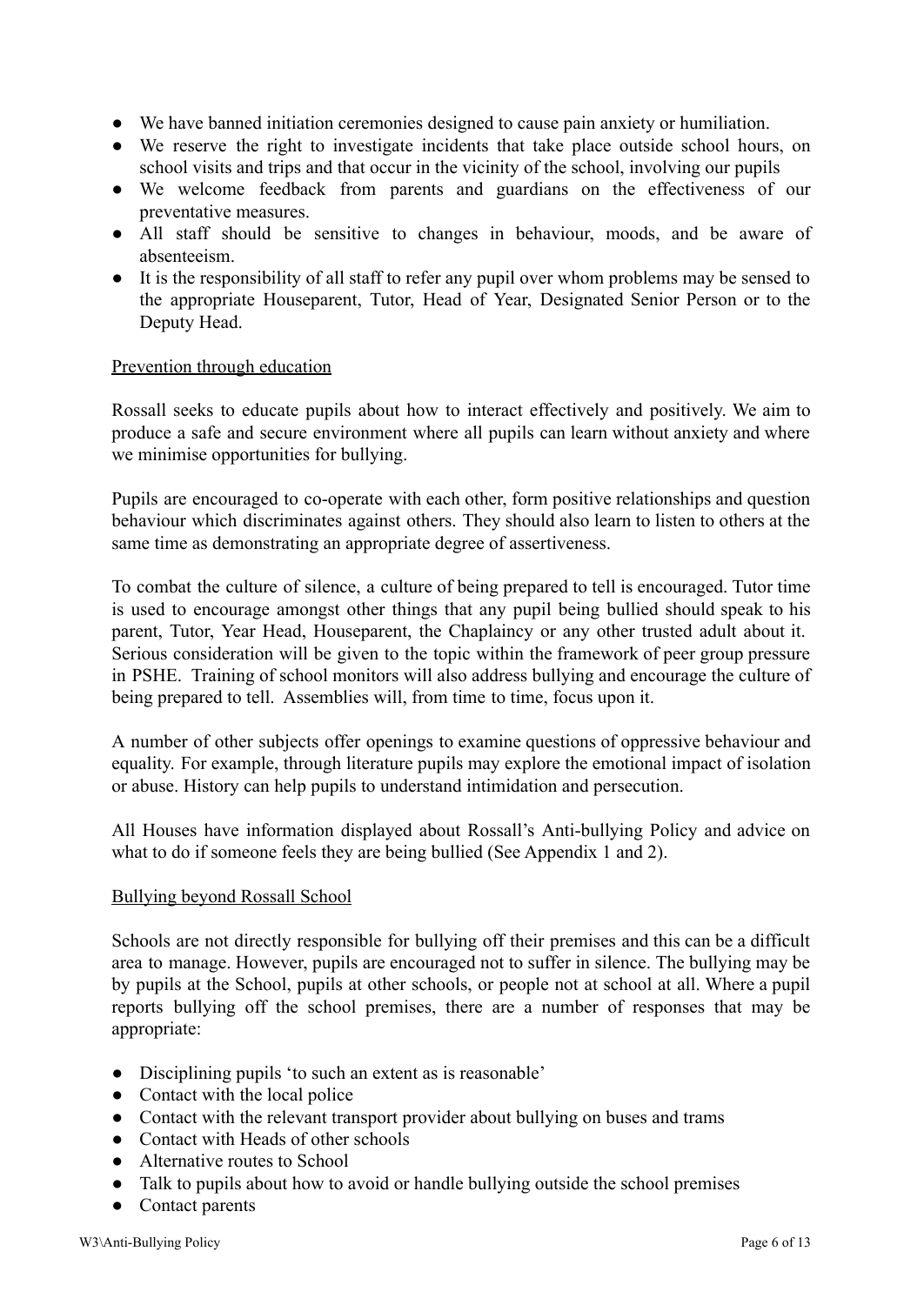- We have banned initiation ceremonies designed to cause pain anxiety or humiliation.
- We reserve the right to investigate incidents that take place outside school hours, on school visits and trips and that occur in the vicinity of the school, involving our pupils
- We welcome feedback from parents and guardians on the effectiveness of our preventative measures.
- All staff should be sensitive to changes in behaviour, moods, and be aware of absenteeism.
- It is the responsibility of all staff to refer any pupil over whom problems may be sensed to the appropriate Houseparent, Tutor, Head of Year, Designated Senior Person or to the Deputy Head.

<u>Prevention through education</u>

Rossall seeks to educate pupils about how to interact effectively and positively. We aim to produce a safe and secure environment where all pupils can learn without anxiety and where we minimise opportunities for bullying.

Pupils are encouraged to co-operate with each other, form positive relationships and question behaviour which discriminates against others. They should also learn to listen to others at the same time as demonstrating an appropriate degree of assertiveness.

To combat the culture of silence, a culture of being prepared to tell is encouraged. Tutor time is used to encourage amongst other things that any pupil being bullied should speak to his parent, Tutor, Year Head, Houseparent, the Chaplaincy or any other trusted adult about it. Serious consideration will be given to the topic within the framework of peer group pressure in PSHE. Training of school monitors will also address bullying and encourage the culture of being prepared to tell. Assemblies will, from time to time, focus upon it.

A number of other subjects offer openings to examine questions of oppressive behaviour and equality. For example, through literature pupils may explore the emotional impact of isolation or abuse. History can help pupils to understand intimidation and persecution.

All Houses have information displayed about Rossall's Anti-bullying Policy and advice on what to do if someone feels they are being bullied (See Appendix 1 and 2).

<u>Bullying beyond Rossall School</u>

Schools are not directly responsible for bullying off their premises and this can be a difficult area to manage. However, pupils are encouraged not to suffer in silence. The bullying may be by pupils at the School, pupils at other schools, or people not at school at all. Where a pupil reports bullying off the school premises, there are a number of responses that may be appropriate:

- Disciplining pupils 'to such an extent as is reasonable'
- Contact with the local police
- Contact with the relevant transport provider about bullying on buses and trams
- Contact with Heads of other schools
- Alternative routes to School
- Talk to pupils about how to avoid or handle bullying outside the school premises
- Contact parents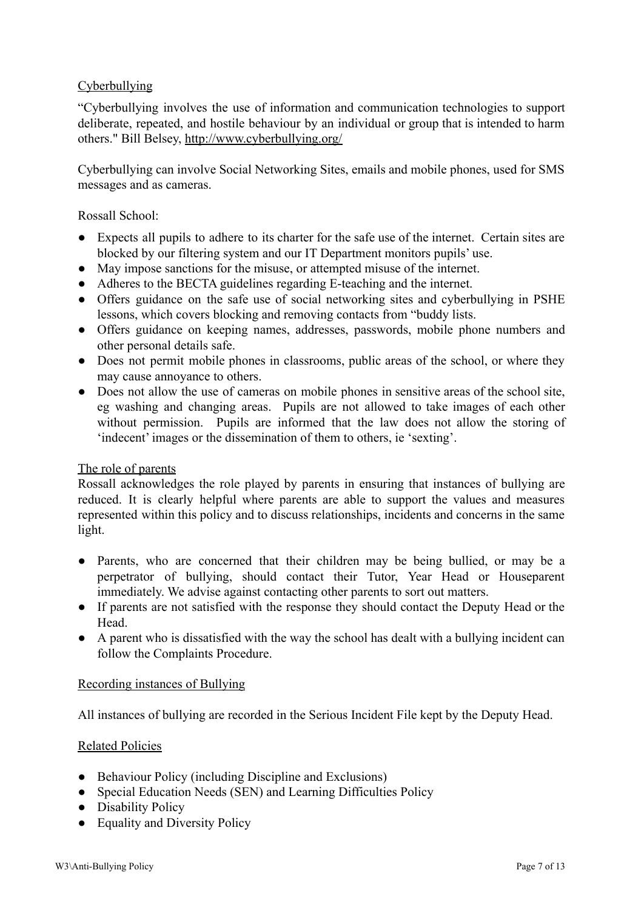## Cyberbullying

"Cyberbullying involves the use of information and communication technologies to support deliberate, repeated, and hostile behaviour by an individual or group that is intended to harm others." Bill Belsey, http://www.cyberbullying.org/

Cyberbullying can involve Social Networking Sites, emails and mobile phones, used for SMS messages and as cameras.

Rossall School:

- Expects all pupils to adhere to its charter for the safe use of the internet. Certain sites are blocked by our filtering system and our IT Department monitors pupils' use.
- May impose sanctions for the misuse, or attempted misuse of the internet.
- Adheres to the BECTA guidelines regarding E-teaching and the internet.
- Offers guidance on the safe use of social networking sites and cyberbullying in PSHE lessons, which covers blocking and removing contacts from "buddy lists.
- Offers guidance on keeping names, addresses, passwords, mobile phone numbers and other personal details safe.
- Does not permit mobile phones in classrooms, public areas of the school, or where they may cause annoyance to others.
- Does not allow the use of cameras on mobile phones in sensitive areas of the school site, eg washing and changing areas. Pupils are not allowed to take images of each other without permission. Pupils are informed that the law does not allow the storing of 'indecent' images or the dissemination of them to others, ie 'sexting'.

## The role of parents

Rossall acknowledges the role played by parents in ensuring that instances of bullying are reduced. It is clearly helpful where parents are able to support the values and measures represented within this policy and to discuss relationships, incidents and concerns in the same light.

- Parents, who are concerned that their children may be being bullied, or may be a perpetrator of bullying, should contact their Tutor, Year Head or Houseparent immediately. We advise against contacting other parents to sort out matters.
- If parents are not satisfied with the response they should contact the Deputy Head or the Head.
- A parent who is dissatisfied with the way the school has dealt with a bullying incident can follow the Complaints Procedure.

## Recording instances of Bullying

All instances of bullying are recorded in the Serious Incident File kept by the Deputy Head.

## Related Policies

- Behaviour Policy (including Discipline and Exclusions)
- Special Education Needs (SEN) and Learning Difficulties Policy
- Disability Policy
- Equality and Diversity Policy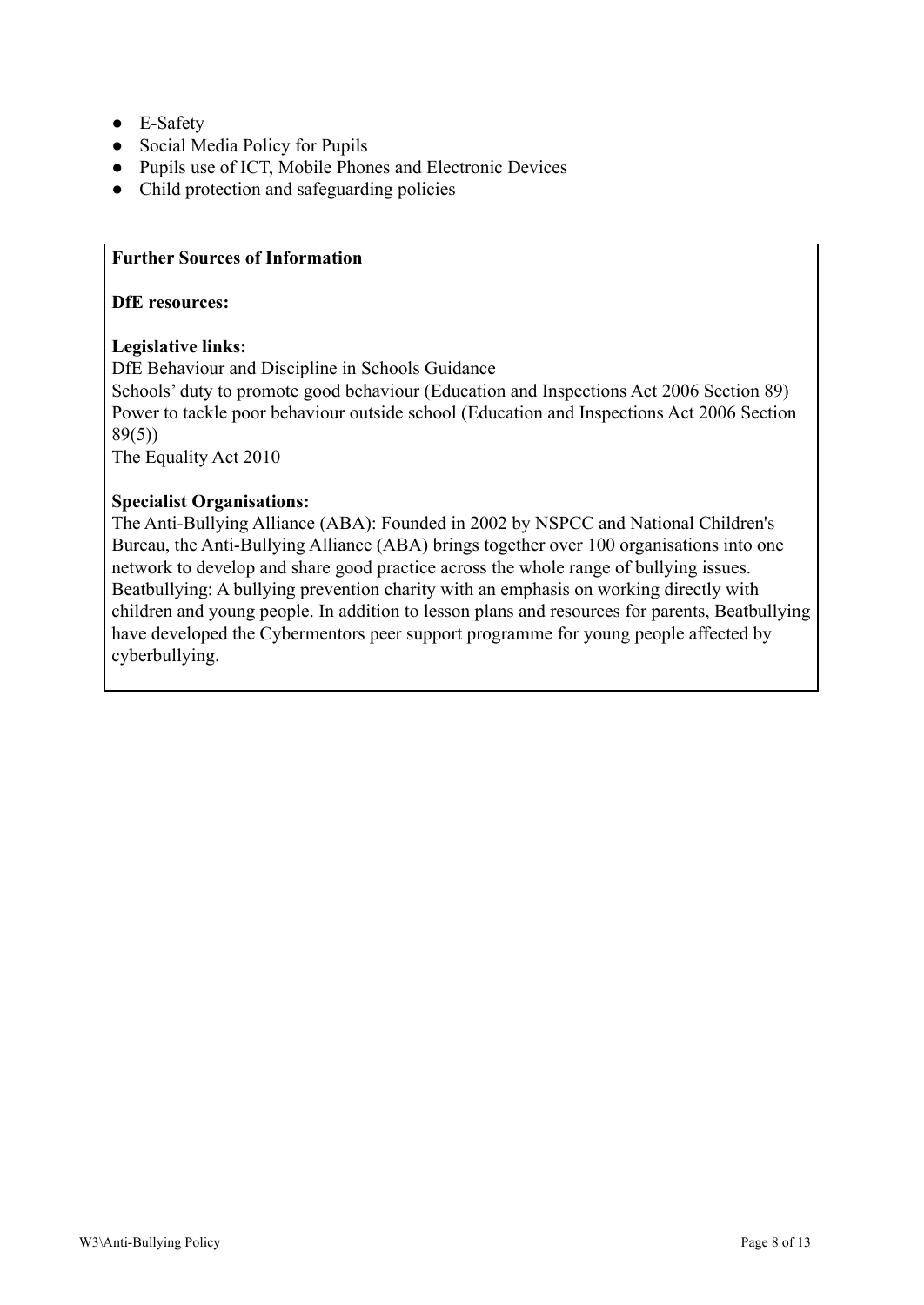- E-Safety
- Social Media Policy for Pupils
- Pupils use of ICT, Mobile Phones and Electronic Devices
- Child protection and safeguarding policies

**Further Sources of Information**

**DfE resources:**

**Legislative links:**
DfE Behaviour and Discipline in Schools Guidance
Schools' duty to promote good behaviour (Education and Inspections Act 2006 Section 89)
Power to tackle poor behaviour outside school (Education and Inspections Act 2006 Section 89(5))
The Equality Act 2010

**Specialist Organisations:**
The Anti-Bullying Alliance (ABA): Founded in 2002 by NSPCC and National Children's Bureau, the Anti-Bullying Alliance (ABA) brings together over 100 organisations into one network to develop and share good practice across the whole range of bullying issues.
Beatbullying: A bullying prevention charity with an emphasis on working directly with children and young people. In addition to lesson plans and resources for parents, Beatbullying have developed the Cybermentors peer support programme for young people affected by cyberbullying.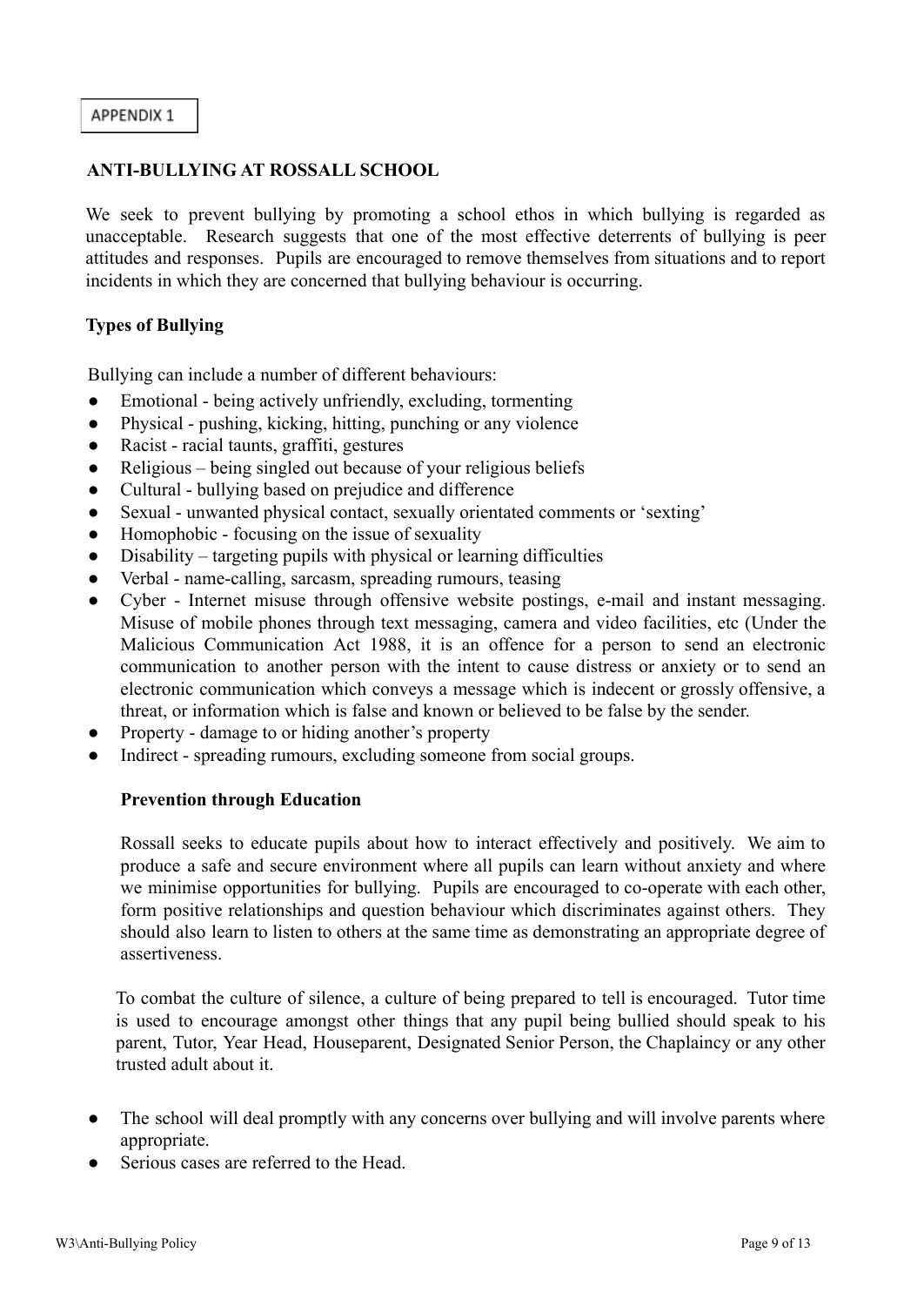APPENDIX 1

## ANTI-BULLYING AT ROSSALL SCHOOL

We seek to prevent bullying by promoting a school ethos in which bullying is regarded as unacceptable. Research suggests that one of the most effective deterrents of bullying is peer attitudes and responses. Pupils are encouraged to remove themselves from situations and to report incidents in which they are concerned that bullying behaviour is occurring.

### Types of Bullying

Bullying can include a number of different behaviours:

- Emotional - being actively unfriendly, excluding, tormenting
- Physical - pushing, kicking, hitting, punching or any violence
- Racist - racial taunts, graffiti, gestures
- Religious – being singled out because of your religious beliefs
- Cultural - bullying based on prejudice and difference
- Sexual - unwanted physical contact, sexually orientated comments or 'sexting'
- Homophobic - focusing on the issue of sexuality
- Disability – targeting pupils with physical or learning difficulties
- Verbal - name-calling, sarcasm, spreading rumours, teasing
- Cyber - Internet misuse through offensive website postings, e-mail and instant messaging. Misuse of mobile phones through text messaging, camera and video facilities, etc (Under the Malicious Communication Act 1988, it is an offence for a person to send an electronic communication to another person with the intent to cause distress or anxiety or to send an electronic communication which conveys a message which is indecent or grossly offensive, a threat, or information which is false and known or believed to be false by the sender.
- Property - damage to or hiding another's property
- Indirect - spreading rumours, excluding someone from social groups.

### Prevention through Education

Rossall seeks to educate pupils about how to interact effectively and positively. We aim to produce a safe and secure environment where all pupils can learn without anxiety and where we minimise opportunities for bullying. Pupils are encouraged to co-operate with each other, form positive relationships and question behaviour which discriminates against others. They should also learn to listen to others at the same time as demonstrating an appropriate degree of assertiveness.

To combat the culture of silence, a culture of being prepared to tell is encouraged. Tutor time is used to encourage amongst other things that any pupil being bullied should speak to his parent, Tutor, Year Head, Houseparent, Designated Senior Person, the Chaplaincy or any other trusted adult about it.

- The school will deal promptly with any concerns over bullying and will involve parents where appropriate.
- Serious cases are referred to the Head.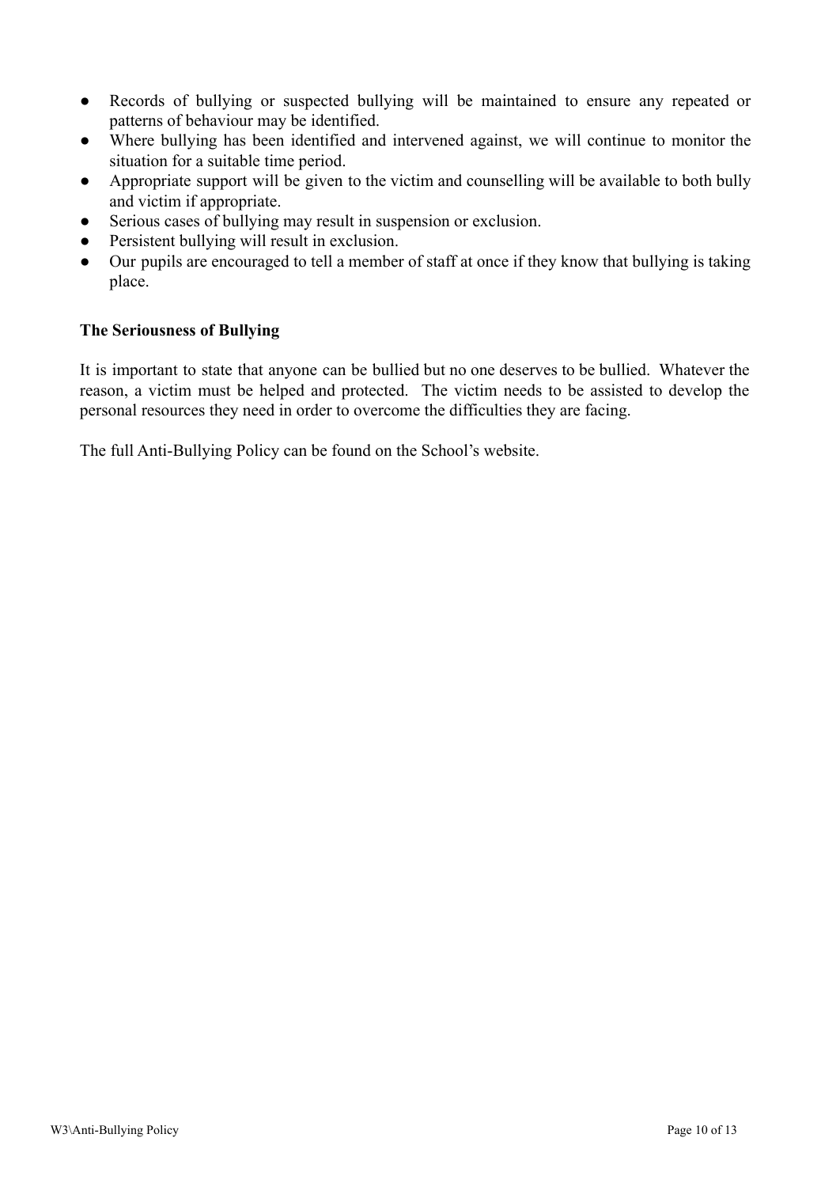- Records of bullying or suspected bullying will be maintained to ensure any repeated or patterns of behaviour may be identified.
- Where bullying has been identified and intervened against, we will continue to monitor the situation for a suitable time period.
- Appropriate support will be given to the victim and counselling will be available to both bully and victim if appropriate.
- Serious cases of bullying may result in suspension or exclusion.
- Persistent bullying will result in exclusion.
- Our pupils are encouraged to tell a member of staff at once if they know that bullying is taking place.

**The Seriousness of Bullying**

It is important to state that anyone can be bullied but no one deserves to be bullied. Whatever the reason, a victim must be helped and protected. The victim needs to be assisted to develop the personal resources they need in order to overcome the difficulties they are facing.

The full Anti-Bullying Policy can be found on the School's website.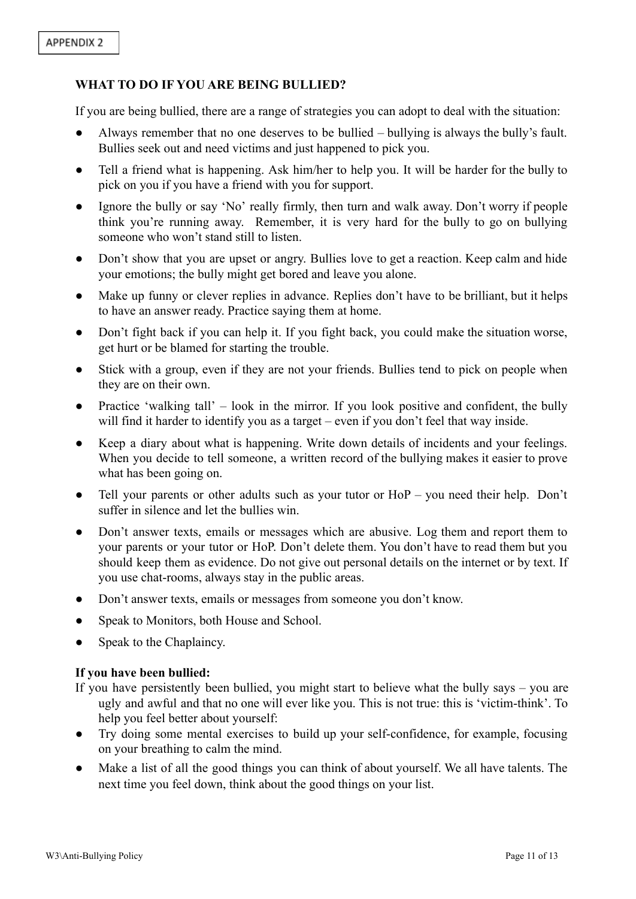APPENDIX 2

## WHAT TO DO IF YOU ARE BEING BULLIED?

If you are being bullied, there are a range of strategies you can adopt to deal with the situation:

- Always remember that no one deserves to be bullied – bullying is always the bully's fault. Bullies seek out and need victims and just happened to pick you.
- Tell a friend what is happening. Ask him/her to help you. It will be harder for the bully to pick on you if you have a friend with you for support.
- Ignore the bully or say 'No' really firmly, then turn and walk away. Don't worry if people think you're running away. Remember, it is very hard for the bully to go on bullying someone who won't stand still to listen.
- Don't show that you are upset or angry. Bullies love to get a reaction. Keep calm and hide your emotions; the bully might get bored and leave you alone.
- Make up funny or clever replies in advance. Replies don't have to be brilliant, but it helps to have an answer ready. Practice saying them at home.
- Don't fight back if you can help it. If you fight back, you could make the situation worse, get hurt or be blamed for starting the trouble.
- Stick with a group, even if they are not your friends. Bullies tend to pick on people when they are on their own.
- Practice 'walking tall' – look in the mirror. If you look positive and confident, the bully will find it harder to identify you as a target – even if you don't feel that way inside.
- Keep a diary about what is happening. Write down details of incidents and your feelings. When you decide to tell someone, a written record of the bullying makes it easier to prove what has been going on.
- Tell your parents or other adults such as your tutor or HoP – you need their help. Don't suffer in silence and let the bullies win.
- Don't answer texts, emails or messages which are abusive. Log them and report them to your parents or your tutor or HoP. Don't delete them. You don't have to read them but you should keep them as evidence. Do not give out personal details on the internet or by text. If you use chat-rooms, always stay in the public areas.
- Don't answer texts, emails or messages from someone you don't know.
- Speak to Monitors, both House and School.
- Speak to the Chaplaincy.

**If you have been bullied:**

If you have persistently been bullied, you might start to believe what the bully says – you are ugly and awful and that no one will ever like you. This is not true: this is 'victim-think'. To help you feel better about yourself:

- Try doing some mental exercises to build up your self-confidence, for example, focusing on your breathing to calm the mind.
- Make a list of all the good things you can think of about yourself. We all have talents. The next time you feel down, think about the good things on your list.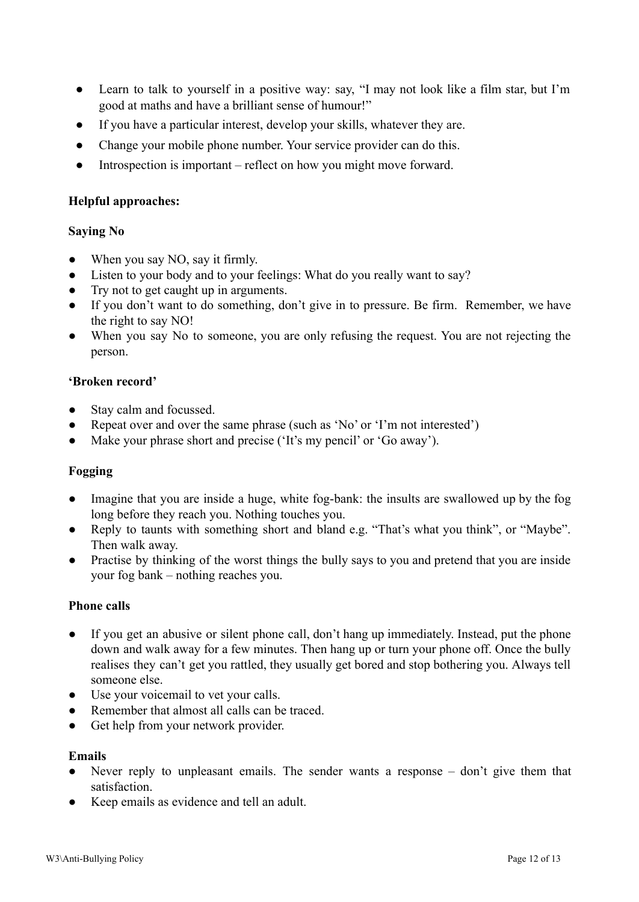- Learn to talk to yourself in a positive way: say, "I may not look like a film star, but I'm good at maths and have a brilliant sense of humour!"
- If you have a particular interest, develop your skills, whatever they are.
- Change your mobile phone number. Your service provider can do this.
- Introspection is important – reflect on how you might move forward.

**Helpful approaches:**

**Saying No**

- When you say NO, say it firmly.
- Listen to your body and to your feelings: What do you really want to say?
- Try not to get caught up in arguments.
- If you don't want to do something, don't give in to pressure. Be firm. Remember, we have the right to say NO!
- When you say No to someone, you are only refusing the request. You are not rejecting the person.

**'Broken record'**

- Stay calm and focussed.
- Repeat over and over the same phrase (such as 'No' or 'I'm not interested')
- Make your phrase short and precise ('It's my pencil' or 'Go away').

**Fogging**

- Imagine that you are inside a huge, white fog-bank: the insults are swallowed up by the fog long before they reach you. Nothing touches you.
- Reply to taunts with something short and bland e.g. "That's what you think", or "Maybe". Then walk away.
- Practise by thinking of the worst things the bully says to you and pretend that you are inside your fog bank – nothing reaches you.

**Phone calls**

- If you get an abusive or silent phone call, don't hang up immediately. Instead, put the phone down and walk away for a few minutes. Then hang up or turn your phone off. Once the bully realises they can't get you rattled, they usually get bored and stop bothering you. Always tell someone else.
- Use your voicemail to vet your calls.
- Remember that almost all calls can be traced.
- Get help from your network provider.

**Emails**

- Never reply to unpleasant emails. The sender wants a response – don't give them that satisfaction.
- Keep emails as evidence and tell an adult.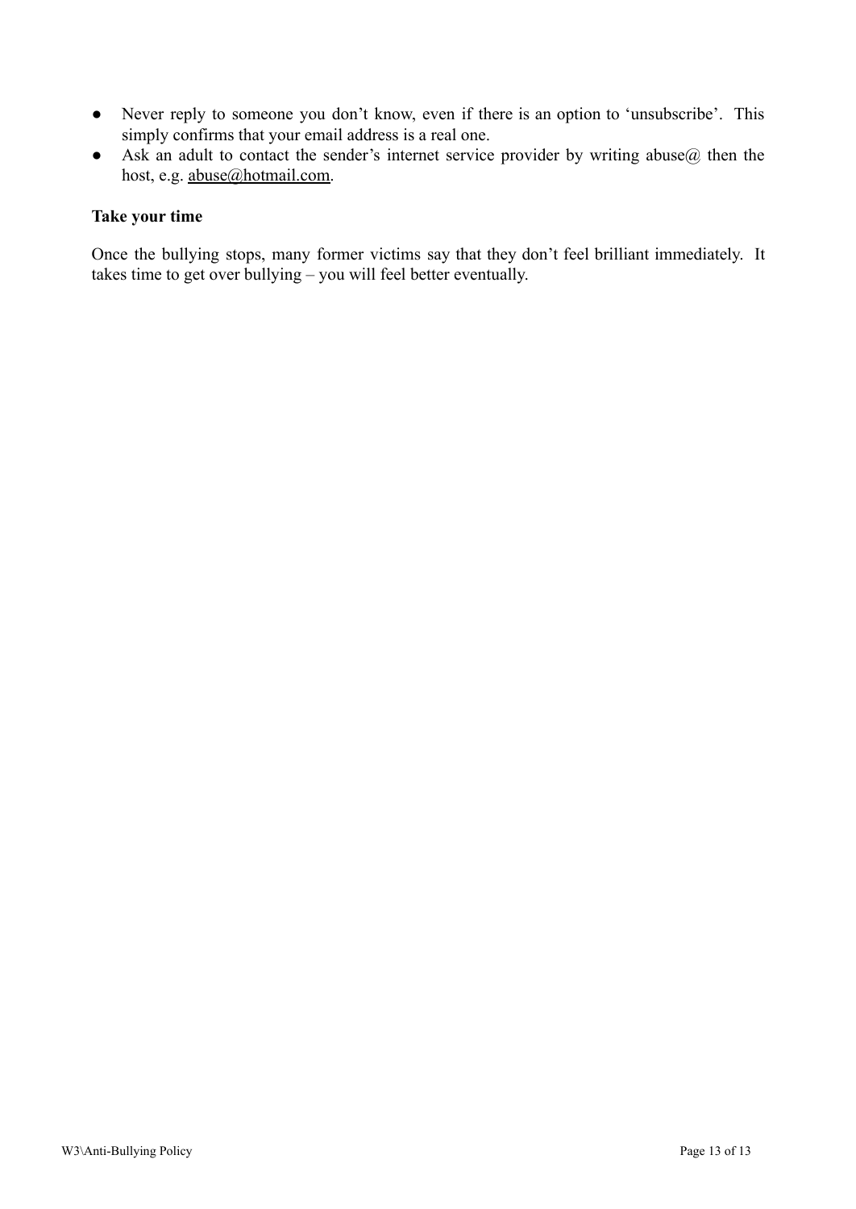- Never reply to someone you don't know, even if there is an option to 'unsubscribe'. This simply confirms that your email address is a real one.
- Ask an adult to contact the sender's internet service provider by writing abuse@ then the host, e.g. abuse@hotmail.com.

**Take your time**

Once the bullying stops, many former victims say that they don't feel brilliant immediately. It takes time to get over bullying – you will feel better eventually.